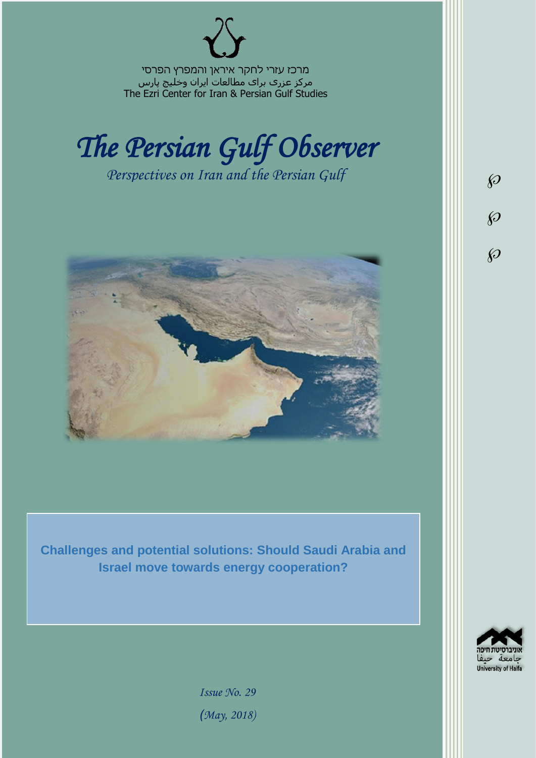מרכז עזרי לחקר איראן והמפרץ הפרסי

مرکز عزری برای مطالعات ایران وخلیج پارس

The Ezri Center for Iran & Persian Gulf Studies

# *The Persian Gulf Observer*

*Perspectives on Iran and the Persian Gulf*

## Challenges and potential solutions: Should Saudi Arabia and Israel move towards energy cooperation?

*Issue No. 29*

*(May, 2018)*

אוניברסיטת חיפה

جامعة حيفا

University of Haifa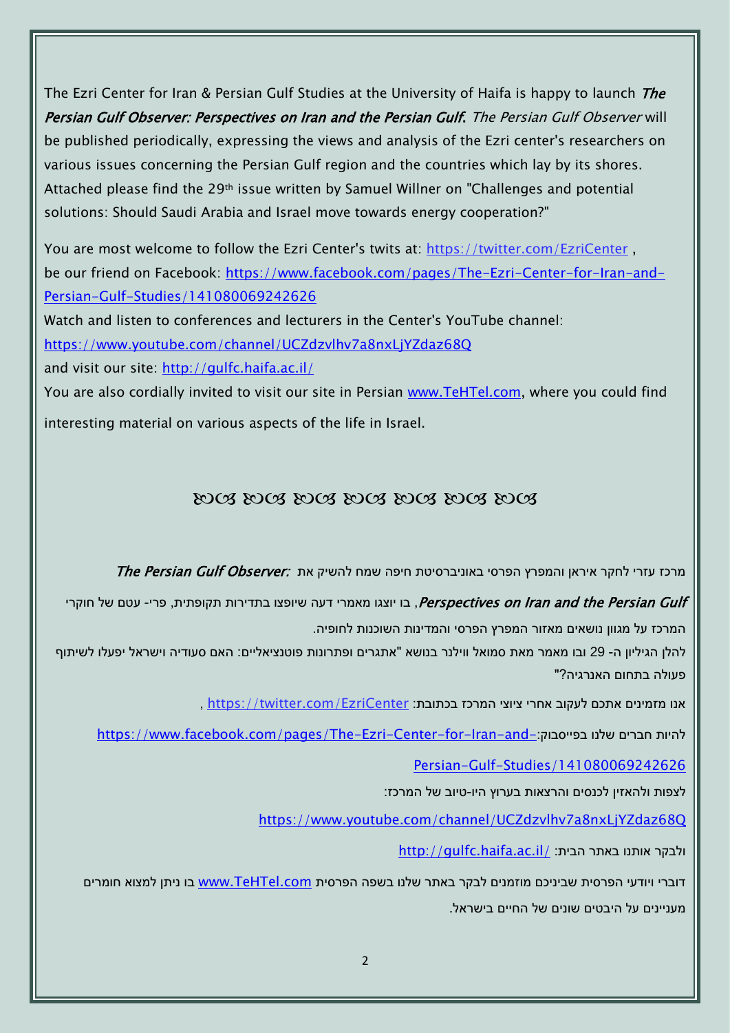The Ezri Center for Iran & Persian Gulf Studies at the University of Haifa is happy to launch ***The Persian Gulf Observer: Perspectives on Iran and the Persian Gulf.*** *The Persian Gulf Observer* will be published periodically, expressing the views and analysis of the Ezri center's researchers on various issues concerning the Persian Gulf region and the countries which lay by its shores. Attached please find the 29th issue written by Samuel Willner on "Challenges and potential solutions: Should Saudi Arabia and Israel move towards energy cooperation?"

You are most welcome to follow the Ezri Center's twits at: https://twitter.com/EzriCenter , be our friend on Facebook: https://www.facebook.com/pages/The-Ezri-Center-for-Iran-and-Persian-Gulf-Studies/141080069242626

Watch and listen to conferences and lecturers in the Center's YouTube channel: https://www.youtube.com/channel/UCZdzvlhv7a8nxLjYZdaz68Q

and visit our site: http://gulfc.haifa.ac.il/

You are also cordially invited to visit our site in Persian www.TeHTel.com, where you could find interesting material on various aspects of the life in Israel.

ꕥꕥ ꕥꕥ ꕥꕥ ꕥꕥ ꕥꕥ ꕥꕥ ꕥꕥ

מרכז עזרי לחקר איראן והמפרץ הפרסי באוניברסיטת חיפה שמח להשיק את ***The Persian Gulf Observer: Perspectives on Iran and the Persian Gulf***, בו יוצגו מאמרי דעה שיופצו בתדירות תקופתית, פרי- עטם של חוקרי המרכז על מגוון נושאים מאזור המפרץ הפרסי והמדינות השוכנות לחופיה.

להלן הגיליון ה- 29 ובו מאמר מאת סמואל ווילנר בנושא "אתגרים ופתרונות פוטנציאליים: האם סעודיה וישראל יפעלו לשיתוף פעולה בתחום האנרגיה?"

אנו מזמינים אתכם לעקוב אחרי ציוצי המרכז בכתובת: https://twitter.com/EzriCenter ,

להיות חברים שלנו בפייסבוק: https://www.facebook.com/pages/The-Ezri-Center-for-Iran-and-Persian-Gulf-Studies/141080069242626

לצפות ולהאזין לכנסים והרצאות בערוץ היו-טיוב של המרכז:

https://www.youtube.com/channel/UCZdzvlhv7a8nxLjYZdaz68Q

ולבקר אותנו באתר הבית: http://gulfc.haifa.ac.il/

דוברי ויודעי הפרסית שביניכם מוזמנים לבקר באתר שלנו בשפה הפרסית www.TeHTel.com בו ניתן למצוא חומרים מעניינים על היבטים שונים של החיים בישראל.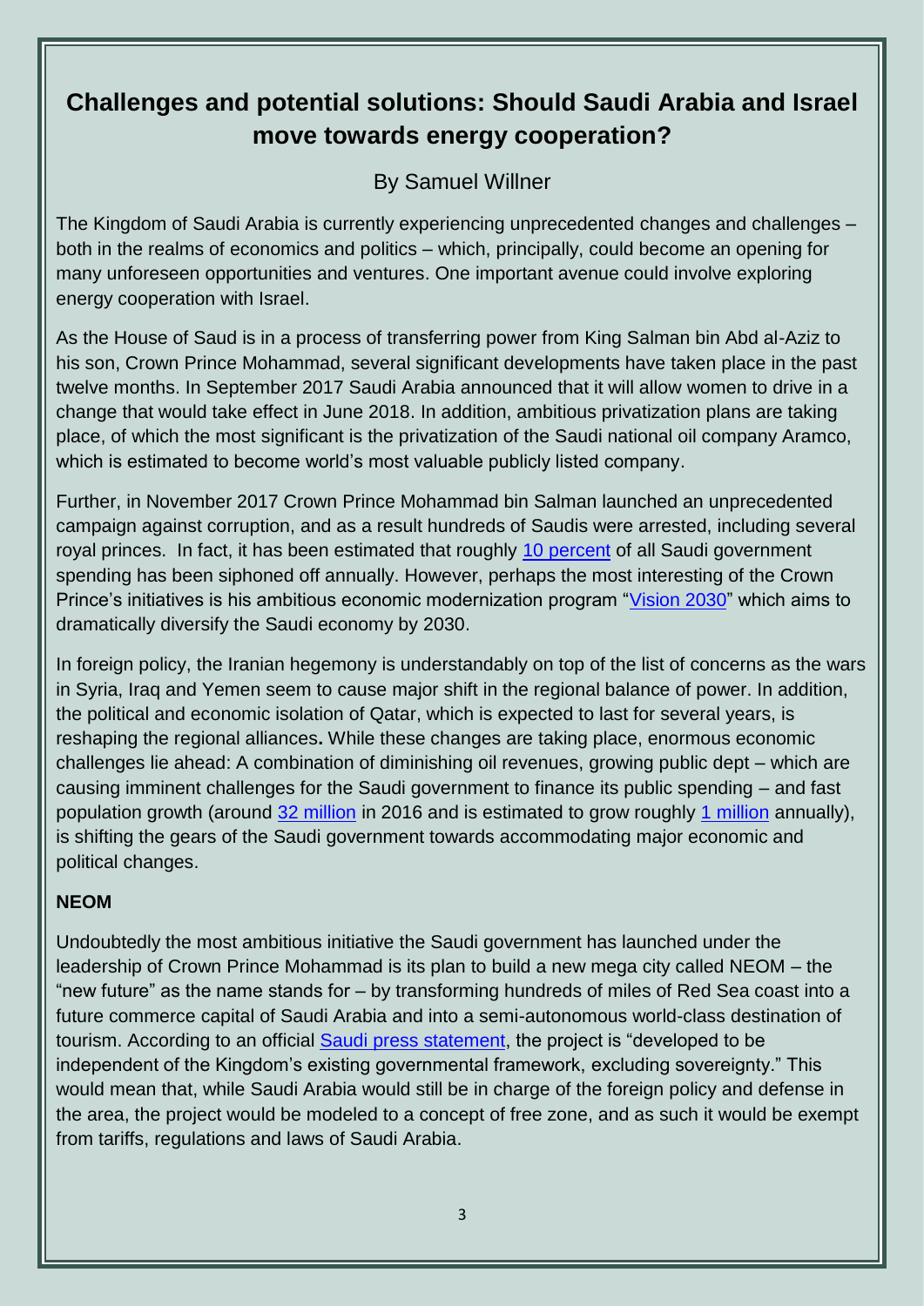# Challenges and potential solutions: Should Saudi Arabia and Israel move towards energy cooperation?

By Samuel Willner

The Kingdom of Saudi Arabia is currently experiencing unprecedented changes and challenges – both in the realms of economics and politics – which, principally, could become an opening for many unforeseen opportunities and ventures. One important avenue could involve exploring energy cooperation with Israel.

As the House of Saud is in a process of transferring power from King Salman bin Abd al-Aziz to his son, Crown Prince Mohammad, several significant developments have taken place in the past twelve months. In September 2017 Saudi Arabia announced that it will allow women to drive in a change that would take effect in June 2018. In addition, ambitious privatization plans are taking place, of which the most significant is the privatization of the Saudi national oil company Aramco, which is estimated to become world's most valuable publicly listed company.

Further, in November 2017 Crown Prince Mohammad bin Salman launched an unprecedented campaign against corruption, and as a result hundreds of Saudis were arrested, including several royal princes. In fact, it has been estimated that roughly 10 percent of all Saudi government spending has been siphoned off annually. However, perhaps the most interesting of the Crown Prince's initiatives is his ambitious economic modernization program "Vision 2030" which aims to dramatically diversify the Saudi economy by 2030.

In foreign policy, the Iranian hegemony is understandably on top of the list of concerns as the wars in Syria, Iraq and Yemen seem to cause major shift in the regional balance of power. In addition, the political and economic isolation of Qatar, which is expected to last for several years, is reshaping the regional alliances**.** While these changes are taking place, enormous economic challenges lie ahead: A combination of diminishing oil revenues, growing public dept – which are causing imminent challenges for the Saudi government to finance its public spending – and fast population growth (around 32 million in 2016 and is estimated to grow roughly 1 million annually), is shifting the gears of the Saudi government towards accommodating major economic and political changes.

**NEOM**

Undoubtedly the most ambitious initiative the Saudi government has launched under the leadership of Crown Prince Mohammad is its plan to build a new mega city called NEOM – the "new future" as the name stands for – by transforming hundreds of miles of Red Sea coast into a future commerce capital of Saudi Arabia and into a semi-autonomous world-class destination of tourism. According to an official Saudi press statement, the project is "developed to be independent of the Kingdom's existing governmental framework, excluding sovereignty." This would mean that, while Saudi Arabia would still be in charge of the foreign policy and defense in the area, the project would be modeled to a concept of free zone, and as such it would be exempt from tariffs, regulations and laws of Saudi Arabia.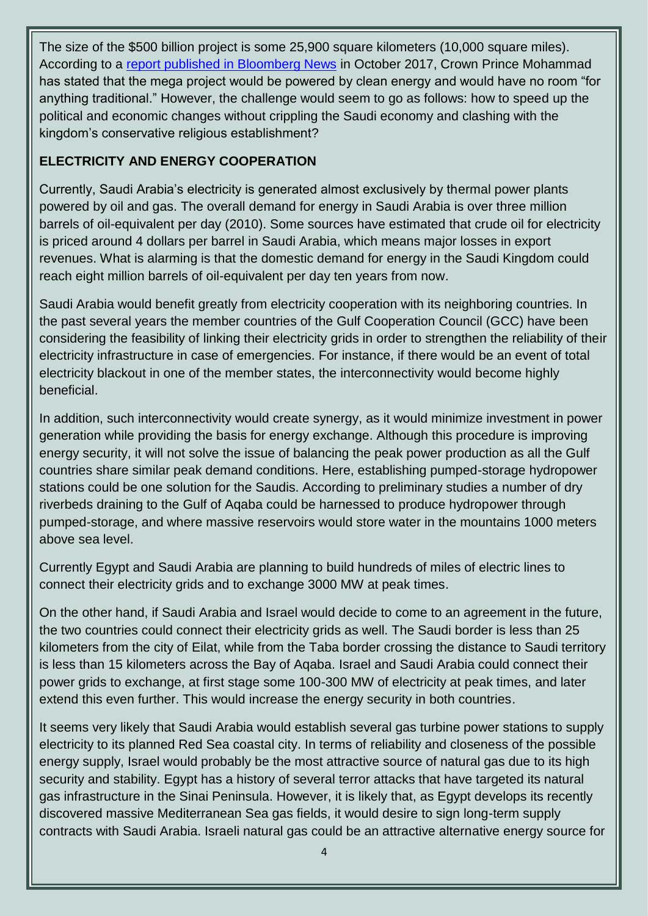The size of the $500 billion project is some 25,900 square kilometers (10,000 square miles). According to a [report published in Bloomberg News] in October 2017, Crown Prince Mohammad has stated that the mega project would be powered by clean energy and would have no room "for anything traditional." However, the challenge would seem to go as follows: how to speed up the political and economic changes without crippling the Saudi economy and clashing with the kingdom's conservative religious establishment?

**ELECTRICITY AND ENERGY COOPERATION**

Currently, Saudi Arabia's electricity is generated almost exclusively by thermal power plants powered by oil and gas. The overall demand for energy in Saudi Arabia is over three million barrels of oil-equivalent per day (2010). Some sources have estimated that crude oil for electricity is priced around 4 dollars per barrel in Saudi Arabia, which means major losses in export revenues. What is alarming is that the domestic demand for energy in the Saudi Kingdom could reach eight million barrels of oil-equivalent per day ten years from now.

Saudi Arabia would benefit greatly from electricity cooperation with its neighboring countries. In the past several years the member countries of the Gulf Cooperation Council (GCC) have been considering the feasibility of linking their electricity grids in order to strengthen the reliability of their electricity infrastructure in case of emergencies. For instance, if there would be an event of total electricity blackout in one of the member states, the interconnectivity would become highly beneficial.

In addition, such interconnectivity would create synergy, as it would minimize investment in power generation while providing the basis for energy exchange. Although this procedure is improving energy security, it will not solve the issue of balancing the peak power production as all the Gulf countries share similar peak demand conditions. Here, establishing pumped-storage hydropower stations could be one solution for the Saudis. According to preliminary studies a number of dry riverbeds draining to the Gulf of Aqaba could be harnessed to produce hydropower through pumped-storage, and where massive reservoirs would store water in the mountains 1000 meters above sea level.

Currently Egypt and Saudi Arabia are planning to build hundreds of miles of electric lines to connect their electricity grids and to exchange 3000 MW at peak times.

On the other hand, if Saudi Arabia and Israel would decide to come to an agreement in the future, the two countries could connect their electricity grids as well. The Saudi border is less than 25 kilometers from the city of Eilat, while from the Taba border crossing the distance to Saudi territory is less than 15 kilometers across the Bay of Aqaba. Israel and Saudi Arabia could connect their power grids to exchange, at first stage some 100-300 MW of electricity at peak times, and later extend this even further. This would increase the energy security in both countries.

It seems very likely that Saudi Arabia would establish several gas turbine power stations to supply electricity to its planned Red Sea coastal city. In terms of reliability and closeness of the possible energy supply, Israel would probably be the most attractive source of natural gas due to its high security and stability. Egypt has a history of several terror attacks that have targeted its natural gas infrastructure in the Sinai Peninsula. However, it is likely that, as Egypt develops its recently discovered massive Mediterranean Sea gas fields, it would desire to sign long-term supply contracts with Saudi Arabia. Israeli natural gas could be an attractive alternative energy source for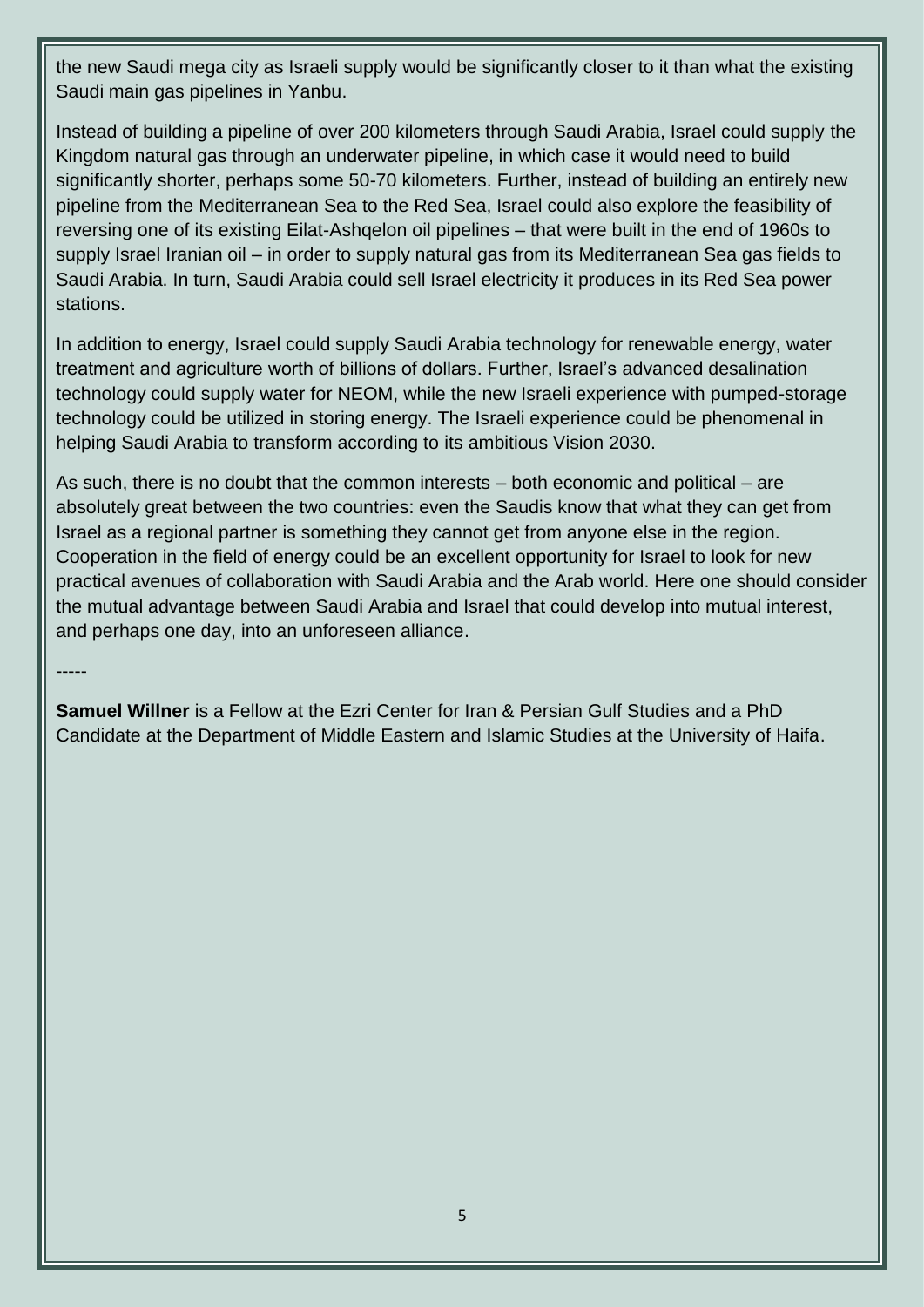the new Saudi mega city as Israeli supply would be significantly closer to it than what the existing Saudi main gas pipelines in Yanbu.

Instead of building a pipeline of over 200 kilometers through Saudi Arabia, Israel could supply the Kingdom natural gas through an underwater pipeline, in which case it would need to build significantly shorter, perhaps some 50-70 kilometers. Further, instead of building an entirely new pipeline from the Mediterranean Sea to the Red Sea, Israel could also explore the feasibility of reversing one of its existing Eilat-Ashqelon oil pipelines – that were built in the end of 1960s to supply Israel Iranian oil – in order to supply natural gas from its Mediterranean Sea gas fields to Saudi Arabia. In turn, Saudi Arabia could sell Israel electricity it produces in its Red Sea power stations.

In addition to energy, Israel could supply Saudi Arabia technology for renewable energy, water treatment and agriculture worth of billions of dollars. Further, Israel's advanced desalination technology could supply water for NEOM, while the new Israeli experience with pumped-storage technology could be utilized in storing energy. The Israeli experience could be phenomenal in helping Saudi Arabia to transform according to its ambitious Vision 2030.

As such, there is no doubt that the common interests – both economic and political – are absolutely great between the two countries: even the Saudis know that what they can get from Israel as a regional partner is something they cannot get from anyone else in the region. Cooperation in the field of energy could be an excellent opportunity for Israel to look for new practical avenues of collaboration with Saudi Arabia and the Arab world. Here one should consider the mutual advantage between Saudi Arabia and Israel that could develop into mutual interest, and perhaps one day, into an unforeseen alliance.

-----

**Samuel Willner** is a Fellow at the Ezri Center for Iran & Persian Gulf Studies and a PhD Candidate at the Department of Middle Eastern and Islamic Studies at the University of Haifa.